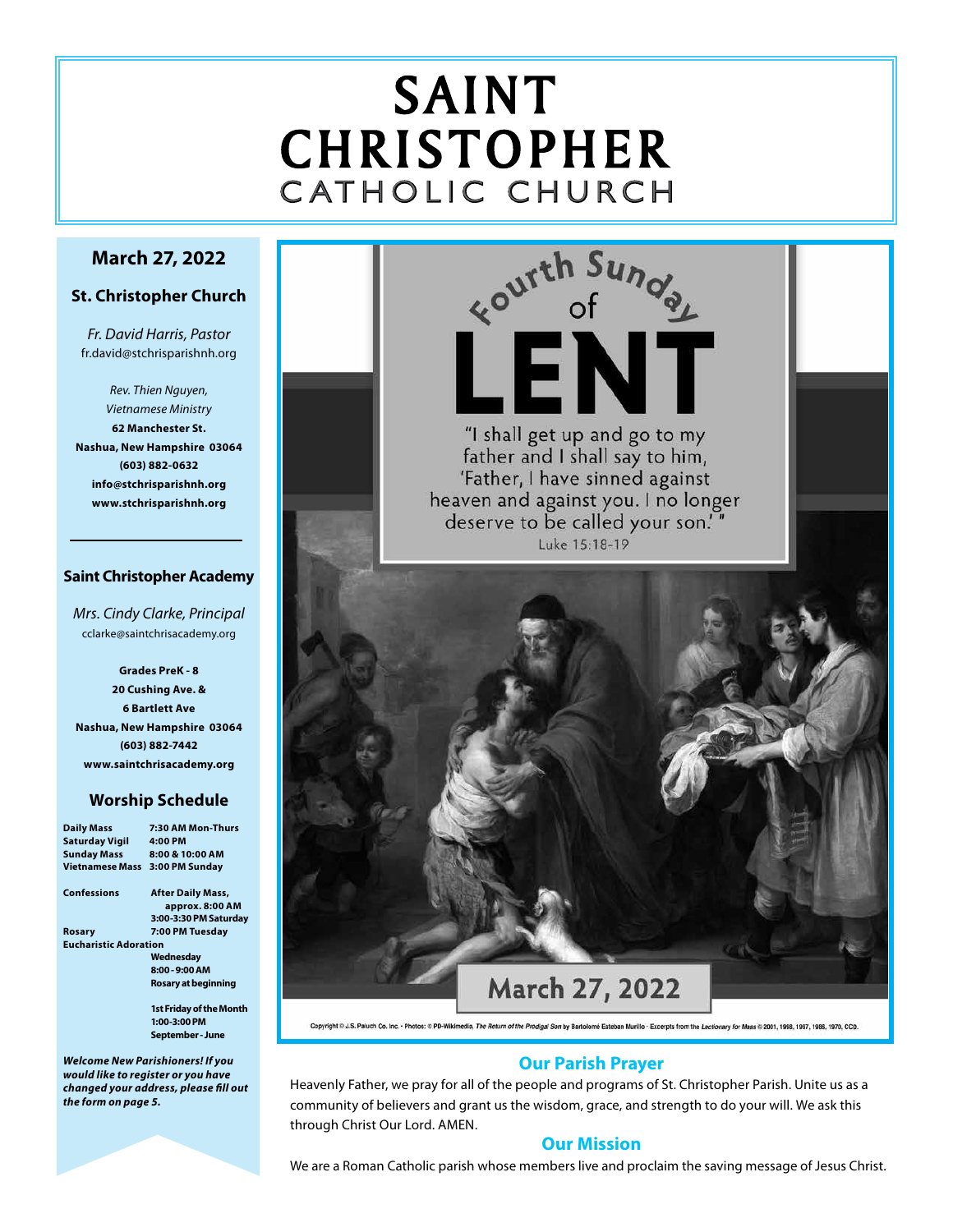# SAINT CHRISTOPHER
## CATHOLIC CHURCH

### March 27, 2022

**St. Christopher Church**

*Fr. David Harris, Pastor*
fr.david@stchrisparishnh.org

*Rev. Thien Nguyen, Vietnamese Ministry*
**62 Manchester St.**
**Nashua, New Hampshire 03064**
**(603) 882-0632**
**info@stchrisparishnh.org**
**www.stchrisparishnh.org**

**Saint Christopher Academy**

*Mrs. Cindy Clarke, Principal*
cclarke@saintchrisacademy.org

**Grades PreK - 8**
**20 Cushing Ave. &**
**6 Bartlett Ave**
**Nashua, New Hampshire 03064**
**(603) 882-7442**
**www.saintchrisacademy.org**

### Worship Schedule

| | |
|---|---|
| **Daily Mass** | **7:30 AM Mon-Thurs** |
| **Saturday Vigil** | **4:00 PM** |
| **Sunday Mass** | **8:00 & 10:00 AM** |
| **Vietnamese Mass** | **3:00 PM Sunday** |
| **Confessions** | **After Daily Mass, approx. 8:00 AM** |
| | **3:00-3:30 PM Saturday** |
| **Rosary** | **7:00 PM Tuesday** |
| **Eucharistic Adoration** | **Wednesday 8:00 - 9:00 AM Rosary at beginning** |
| | **1st Friday of the Month 1:00-3:00 PM September - June** |

***Welcome New Parishioners! If you would like to register or you have changed your address, please fill out the form on page 5.***

Fourth Sunday of LENT

"I shall get up and go to my father and I shall say to him, 'Father, I have sinned against heaven and against you. I no longer deserve to be called your son.'"
Luke 15:18-19

March 27, 2022

Copyright © J.S. Paluch Co. Inc. • Photos: © PD-Wikimedia, *The Return of the Prodigal Son* by Bartolomé Esteban Murillo • Excerpts from the *Lectionary for Mass* © 2001, 1998, 1997, 1986, 1970, CCD.

### Our Parish Prayer

Heavenly Father, we pray for all of the people and programs of St. Christopher Parish. Unite us as a community of believers and grant us the wisdom, grace, and strength to do your will. We ask this through Christ Our Lord. AMEN.

### Our Mission

We are a Roman Catholic parish whose members live and proclaim the saving message of Jesus Christ.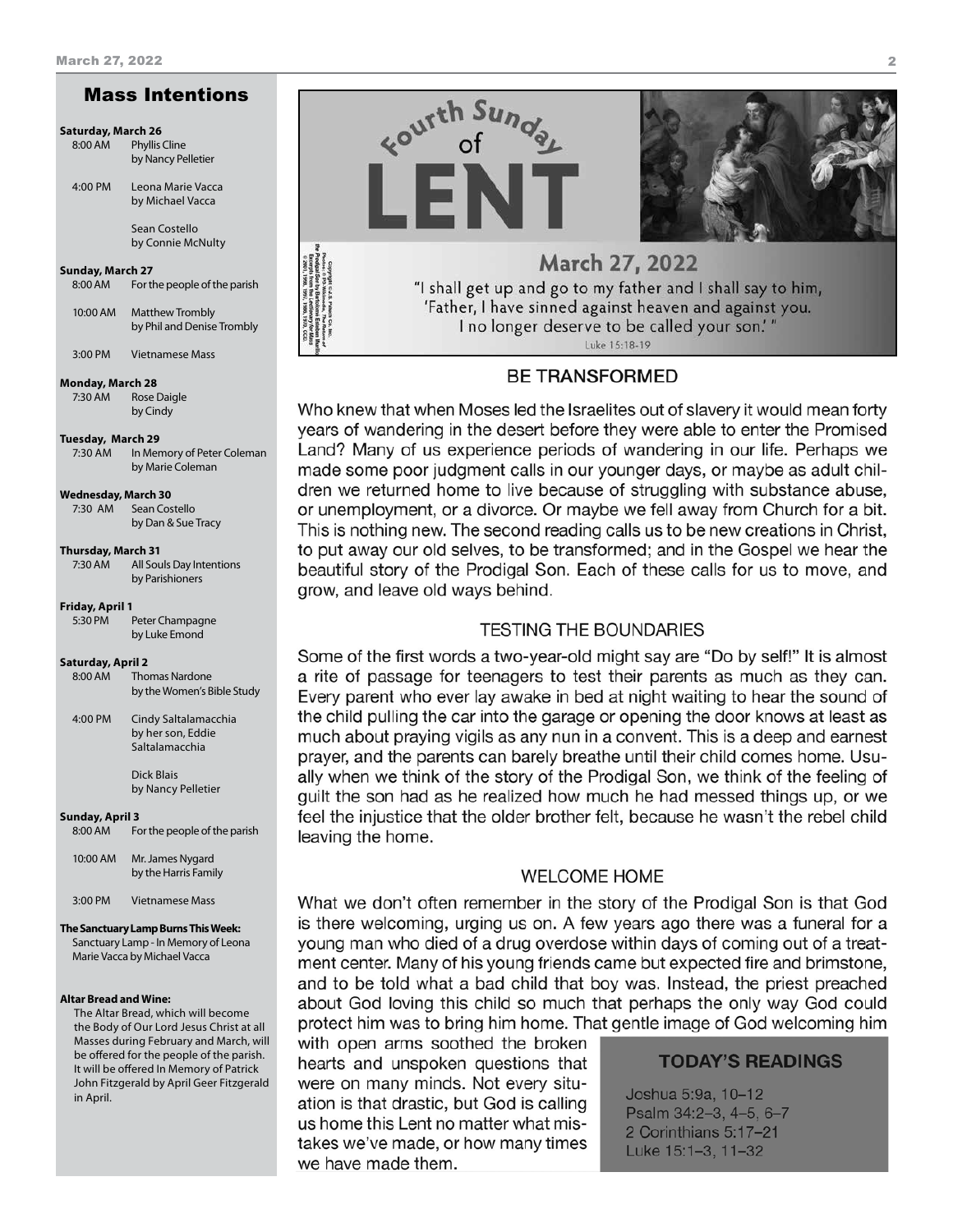## Mass Intentions

**Saturday, March 26**
8:00 AM Phyllis Cline
by Nancy Pelletier

4:00 PM Leona Marie Vacca
by Michael Vacca

Sean Costello
by Connie McNulty

**Sunday, March 27**
8:00 AM For the people of the parish

10:00 AM Matthew Trombly
by Phil and Denise Trombly

3:00 PM Vietnamese Mass

**Monday, March 28**
7:30 AM Rose Daigle
by Cindy

**Tuesday, March 29**
7:30 AM In Memory of Peter Coleman
by Marie Coleman

**Wednesday, March 30**
7:30 AM Sean Costello
by Dan & Sue Tracy

**Thursday, March 31**
7:30 AM All Souls Day Intentions
by Parishioners

**Friday, April 1**
5:30 PM Peter Champagne
by Luke Emond

**Saturday, April 2**
8:00 AM Thomas Nardone
by the Women's Bible Study

4:00 PM Cindy Saltalamacchia
by her son, Eddie Saltalamacchia

Dick Blais
by Nancy Pelletier

**Sunday, April 3**
8:00 AM For the people of the parish

10:00 AM Mr. James Nygard
by the Harris Family

3:00 PM Vietnamese Mass

**The Sanctuary Lamp Burns This Week:**
Sanctuary Lamp - In Memory of Leona Marie Vacca by Michael Vacca

**Altar Bread and Wine:**
The Altar Bread, which will become the Body of Our Lord Jesus Christ at all Masses during February and March, will be offered for the people of the parish. It will be offered In Memory of Patrick John Fitzgerald by April Geer Fitzgerald in April.

# Fourth Sunday of LENT

March 27, 2022

"I shall get up and go to my father and I shall say to him, 'Father, I have sinned against heaven and against you. I no longer deserve to be called your son.'"

Luke 15:18-19

### BE TRANSFORMED

Who knew that when Moses led the Israelites out of slavery it would mean forty years of wandering in the desert before they were able to enter the Promised Land? Many of us experience periods of wandering in our life. Perhaps we made some poor judgment calls in our younger days, or maybe as adult children we returned home to live because of struggling with substance abuse, or unemployment, or a divorce. Or maybe we fell away from Church for a bit. This is nothing new. The second reading calls us to be new creations in Christ, to put away our old selves, to be transformed; and in the Gospel we hear the beautiful story of the Prodigal Son. Each of these calls for us to move, and grow, and leave old ways behind.

### TESTING THE BOUNDARIES

Some of the first words a two-year-old might say are "Do by self!" It is almost a rite of passage for teenagers to test their parents as much as they can. Every parent who ever lay awake in bed at night waiting to hear the sound of the child pulling the car into the garage or opening the door knows at least as much about praying vigils as any nun in a convent. This is a deep and earnest prayer, and the parents can barely breathe until their child comes home. Usually when we think of the story of the Prodigal Son, we think of the feeling of guilt the son had as he realized how much he had messed things up, or we feel the injustice that the older brother felt, because he wasn't the rebel child leaving the home.

### WELCOME HOME

What we don't often remember in the story of the Prodigal Son is that God is there welcoming, urging us on. A few years ago there was a funeral for a young man who died of a drug overdose within days of coming out of a treatment center. Many of his young friends came but expected fire and brimstone, and to be told what a bad child that boy was. Instead, the priest preached about God loving this child so much that perhaps the only way God could protect him was to bring him home. That gentle image of God welcoming him with open arms soothed the broken hearts and unspoken questions that were on many minds. Not every situation is that drastic, but God is calling us home this Lent no matter what mistakes we've made, or how many times we have made them.

### TODAY'S READINGS

Joshua 5:9a, 10–12
Psalm 34:2–3, 4–5, 6–7
2 Corinthians 5:17–21
Luke 15:1–3, 11–32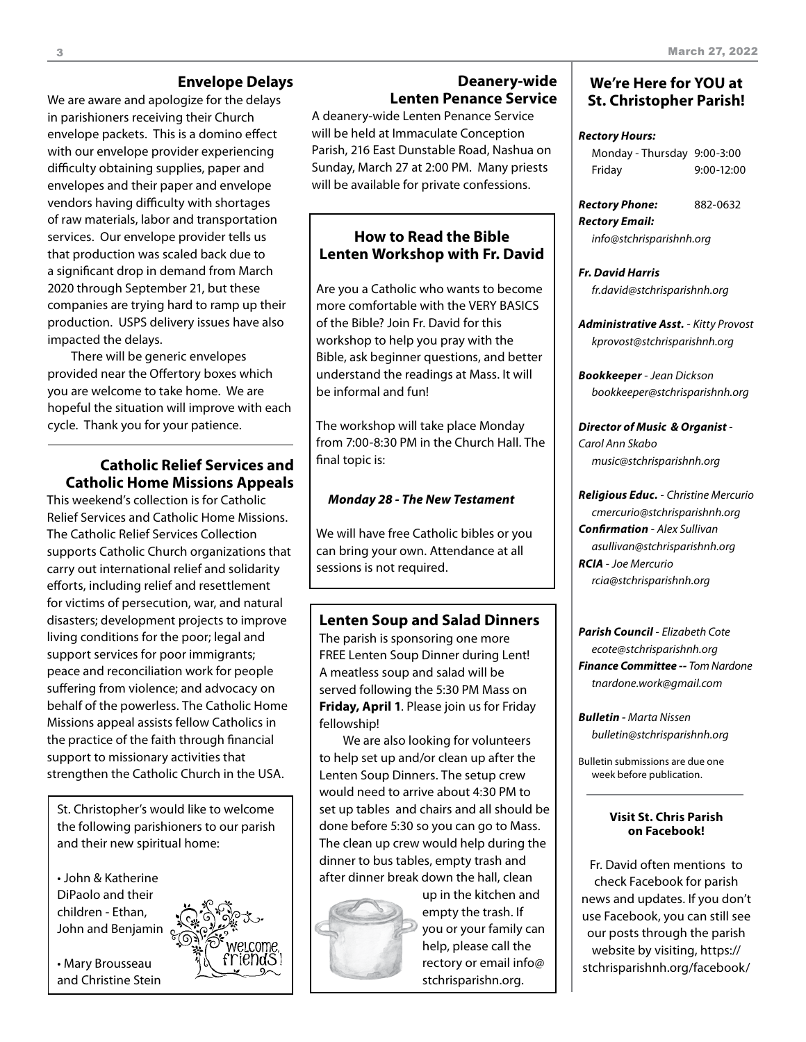## Envelope Delays

We are aware and apologize for the delays in parishioners receiving their Church envelope packets. This is a domino effect with our envelope provider experiencing difficulty obtaining supplies, paper and envelopes and their paper and envelope vendors having difficulty with shortages of raw materials, labor and transportation services. Our envelope provider tells us that production was scaled back due to a significant drop in demand from March 2020 through September 21, but these companies are trying hard to ramp up their production. USPS delivery issues have also impacted the delays.

There will be generic envelopes provided near the Offertory boxes which you are welcome to take home. We are hopeful the situation will improve with each cycle. Thank you for your patience.

## Catholic Relief Services and Catholic Home Missions Appeals

This weekend's collection is for Catholic Relief Services and Catholic Home Missions. The Catholic Relief Services Collection supports Catholic Church organizations that carry out international relief and solidarity efforts, including relief and resettlement for victims of persecution, war, and natural disasters; development projects to improve living conditions for the poor; legal and support services for poor immigrants; peace and reconciliation work for people suffering from violence; and advocacy on behalf of the powerless. The Catholic Home Missions appeal assists fellow Catholics in the practice of the faith through financial support to missionary activities that strengthen the Catholic Church in the USA.

St. Christopher's would like to welcome the following parishioners to our parish and their new spiritual home:

- John & Katherine DiPaolo and their children - Ethan, John and Benjamin
- Mary Brousseau and Christine Stein

welcome friends!

## Deanery-wide Lenten Penance Service

A deanery-wide Lenten Penance Service will be held at Immaculate Conception Parish, 216 East Dunstable Road, Nashua on Sunday, March 27 at 2:00 PM. Many priests will be available for private confessions.

## How to Read the Bible Lenten Workshop with Fr. David

Are you a Catholic who wants to become more comfortable with the VERY BASICS of the Bible? Join Fr. David for this workshop to help you pray with the Bible, ask beginner questions, and better understand the readings at Mass. It will be informal and fun!

The workshop will take place Monday from 7:00-8:30 PM in the Church Hall. The final topic is:

***Monday 28 - The New Testament***

We will have free Catholic bibles or you can bring your own. Attendance at all sessions is not required.

## Lenten Soup and Salad Dinners

The parish is sponsoring one more FREE Lenten Soup Dinner during Lent! A meatless soup and salad will be served following the 5:30 PM Mass on **Friday, April 1**. Please join us for Friday fellowship!

We are also looking for volunteers to help set up and/or clean up after the Lenten Soup Dinners. The setup crew would need to arrive about 4:30 PM to set up tables and chairs and all should be done before 5:30 so you can go to Mass. The clean up crew would help during the dinner to bus tables, empty trash and after dinner break down the hall, clean up in the kitchen and empty the trash. If you or your family can help, please call the rectory or email info@stchrisparishn.org.

## We're Here for YOU at St. Christopher Parish!

***Rectory Hours:***

| | |
|---|---|
| Monday - Thursday | 9:00-3:00 |
| Friday | 9:00-12:00 |

***Rectory Phone:*** 882-0632

***Rectory Email:***
*info@stchrisparishnh.org*

***Fr. David Harris***
*fr.david@stchrisparishnh.org*

***Administrative Asst.*** *- Kitty Provost*
*kprovost@stchrisparishnh.org*

***Bookkeeper*** *- Jean Dickson*
*bookkeeper@stchrisparishnh.org*

***Director of Music & Organist*** *- Carol Ann Skabo*
*music@stchrisparishnh.org*

***Religious Educ.*** *- Christine Mercurio*
*cmercurio@stchrisparishnh.org*

***Confirmation*** *- Alex Sullivan*
*asullivan@stchrisparishnh.org*

***RCIA*** *- Joe Mercurio*
*rcia@stchrisparishnh.org*

***Parish Council*** *- Elizabeth Cote*
*ecote@stchrisparishnh.org*

***Finance Committee --*** *Tom Nardone*
*tnardone.work@gmail.com*

***Bulletin -*** *Marta Nissen*
*bulletin@stchrisparishnh.org*

Bulletin submissions are due one week before publication.

**Visit St. Chris Parish on Facebook!**

Fr. David often mentions to check Facebook for parish news and updates. If you don't use Facebook, you can still see our posts through the parish website by visiting, https://stchrisparishnh.org/facebook/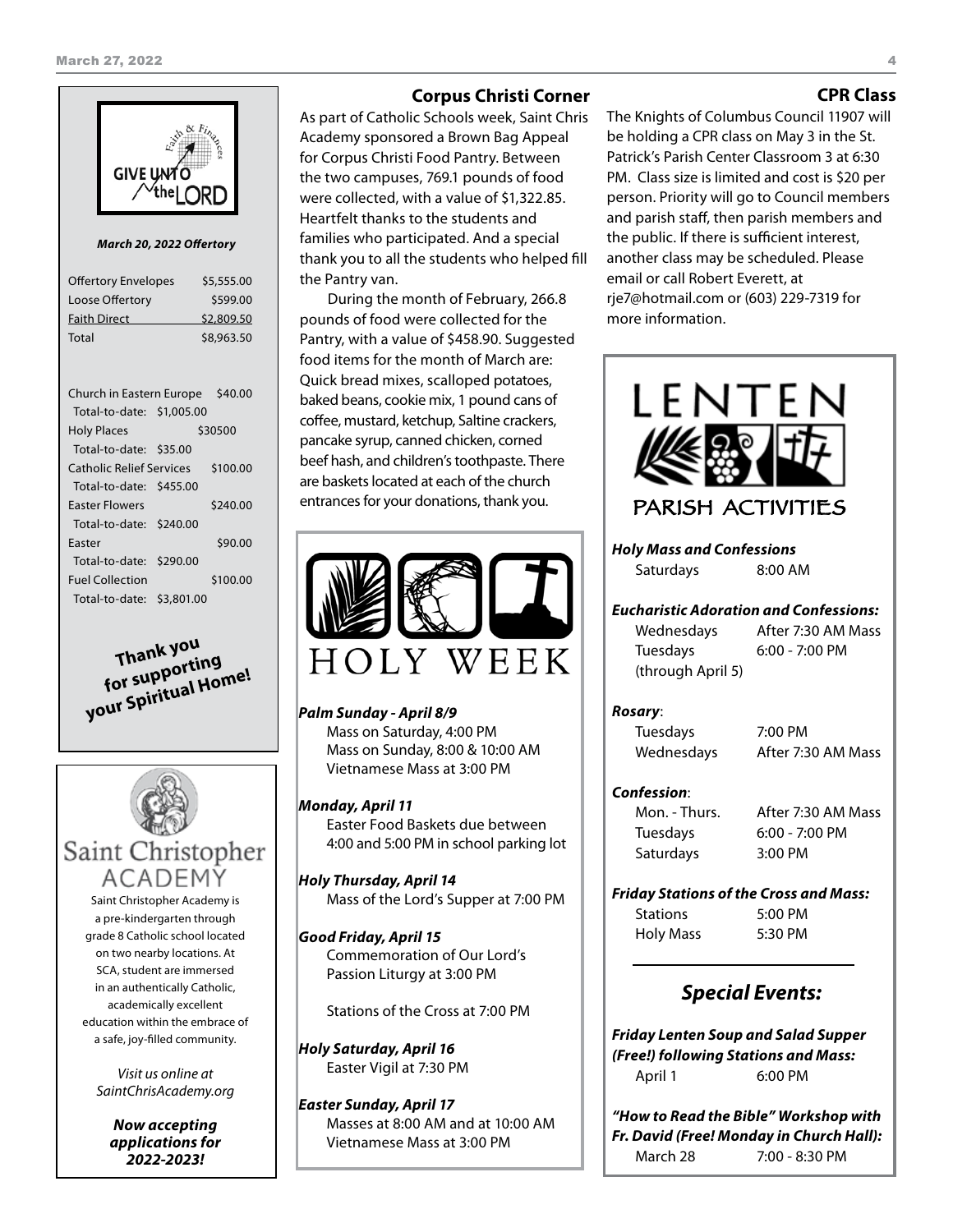**GIVE UNTO the LORD**

*Faith & Finances*

***March 20, 2022 Offertory***

| | |
|---|---|
| Offertory Envelopes | $5,555.00 |
| Loose Offertory | $599.00 |
| Faith Direct | $2,809.50 |
| Total | $8,963.50 |

| | |
|---|---|
| Church in Eastern Europe | $40.00 |
| Total-to-date: $1,005.00 | |
| Holy Places | $30500 |
| Total-to-date: $35.00 | |
| Catholic Relief Services | $100.00 |
| Total-to-date: $455.00 | |
| Easter Flowers | $240.00 |
| Total-to-date: $240.00 | |
| Easter | $90.00 |
| Total-to-date: $290.00 | |
| Fuel Collection | $100.00 |
| Total-to-date: $3,801.00 | |

**Thank you for supporting your Spiritual Home!**

## Saint Christopher ACADEMY

Saint Christopher Academy is a pre-kindergarten through grade 8 Catholic school located on two nearby locations. At SCA, student are immersed in an authentically Catholic, academically excellent education within the embrace of a safe, joy-filled community.

*Visit us online at SaintChrisAcademy.org*

***Now accepting applications for 2022-2023!***

## Corpus Christi Corner

As part of Catholic Schools week, Saint Chris Academy sponsored a Brown Bag Appeal for Corpus Christi Food Pantry. Between the two campuses, 769.1 pounds of food were collected, with a value of $1,322.85. Heartfelt thanks to the students and families who participated. And a special thank you to all the students who helped fill the Pantry van.

During the month of February, 266.8 pounds of food were collected for the Pantry, with a value of $458.90. Suggested food items for the month of March are: Quick bread mixes, scalloped potatoes, baked beans, cookie mix, 1 pound cans of coffee, mustard, ketchup, Saltine crackers, pancake syrup, canned chicken, corned beef hash, and children's toothpaste. There are baskets located at each of the church entrances for your donations, thank you.

## HOLY WEEK

***Palm Sunday - April 8/9***
Mass on Saturday, 4:00 PM
Mass on Sunday, 8:00 & 10:00 AM
Vietnamese Mass at 3:00 PM

***Monday, April 11***
Easter Food Baskets due between 4:00 and 5:00 PM in school parking lot

***Holy Thursday, April 14***
Mass of the Lord's Supper at 7:00 PM

***Good Friday, April 15***
Commemoration of Our Lord's Passion Liturgy at 3:00 PM

Stations of the Cross at 7:00 PM

***Holy Saturday, April 16***
Easter Vigil at 7:30 PM

***Easter Sunday, April 17***
Masses at 8:00 AM and at 10:00 AM
Vietnamese Mass at 3:00 PM

## CPR Class

The Knights of Columbus Council 11907 will be holding a CPR class on May 3 in the St. Patrick's Parish Center Classroom 3 at 6:30 PM. Class size is limited and cost is $20 per person. Priority will go to Council members and parish staff, then parish members and the public. If there is sufficient interest, another class may be scheduled. Please email or call Robert Everett, at rje7@hotmail.com or (603) 229-7319 for more information.

## LENTEN PARISH ACTIVITIES

***Holy Mass and Confessions***

| | |
|---|---|
| Saturdays | 8:00 AM |

***Eucharistic Adoration and Confessions:***

| | |
|---|---|
| Wednesdays | After 7:30 AM Mass |
| Tuesdays (through April 5) | 6:00 - 7:00 PM |

***Rosary:***

| | |
|---|---|
| Tuesdays | 7:00 PM |
| Wednesdays | After 7:30 AM Mass |

***Confession:***

| | |
|---|---|
| Mon. - Thurs. | After 7:30 AM Mass |
| Tuesdays | 6:00 - 7:00 PM |
| Saturdays | 3:00 PM |

***Friday Stations of the Cross and Mass:***

| | |
|---|---|
| Stations | 5:00 PM |
| Holy Mass | 5:30 PM |

### *Special Events:*

***Friday Lenten Soup and Salad Supper (Free!) following Stations and Mass:***

| | |
|---|---|
| April 1 | 6:00 PM |

***"How to Read the Bible" Workshop with Fr. David (Free! Monday in Church Hall):***

| | |
|---|---|
| March 28 | 7:00 - 8:30 PM |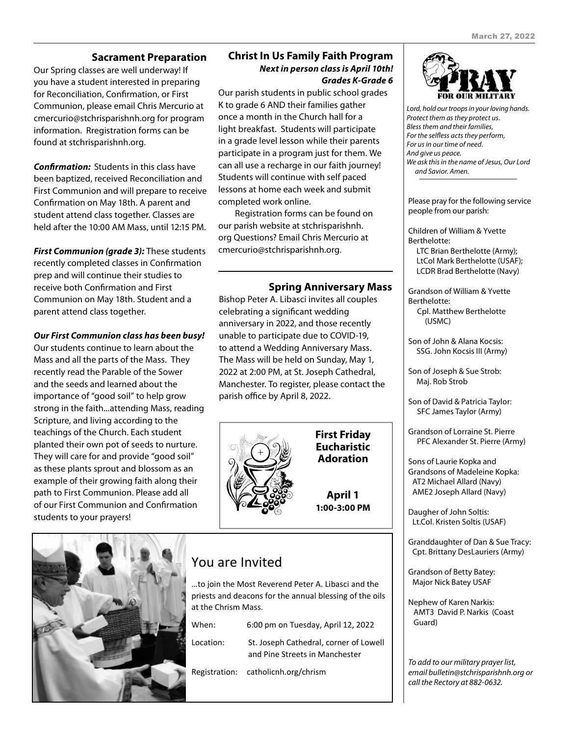## Sacrament Preparation

Our Spring classes are well underway! If you have a student interested in preparing for Reconciliation, Confirmation, or First Communion, please email Chris Mercurio at cmercurio@stchrisparishnh.org for program information. Rregistration forms can be found at stchrisparishnh.org.

***Confirmation:*** Students in this class have been baptized, received Reconciliation and First Communion and will prepare to receive Confirmation on May 18th. A parent and student attend class together. Classes are held after the 10:00 AM Mass, until 12:15 PM.

***First Communion (grade 3):*** These students recently completed classes in Confirmation prep and will continue their studies to receive both Confirmation and First Communion on May 18th. Student and a parent attend class together.

***Our First Communion class has been busy!*** Our students continue to learn about the Mass and all the parts of the Mass. They recently read the Parable of the Sower and the seeds and learned about the importance of "good soil" to help grow strong in the faith...attending Mass, reading Scripture, and living according to the teachings of the Church. Each student planted their own pot of seeds to nurture. They will care for and provide "good soil" as these plants sprout and blossom as an example of their growing faith along their path to First Communion. Please add all of our First Communion and Confirmation students to your prayers!

## Christ In Us Family Faith Program

***Next in person class is April 10th!***
***Grades K-Grade 6***

Our parish students in public school grades K to grade 6 AND their families gather once a month in the Church hall for a light breakfast. Students will participate in a grade level lesson while their parents participate in a program just for them. We can all use a recharge in our faith journey! Students will continue with self paced lessons at home each week and submit completed work online.

Registration forms can be found on our parish website at stchrisparishnh. org Questions? Email Chris Mercurio at cmercurio@stchrisparishnh.org.

## Spring Anniversary Mass

Bishop Peter A. Libasci invites all couples celebrating a significant wedding anniversary in 2022, and those recently unable to participate due to COVID-19, to attend a Wedding Anniversary Mass. The Mass will be held on Sunday, May 1, 2022 at 2:00 PM, at St. Joseph Cathedral, Manchester. To register, please contact the parish office by April 8, 2022.

**First Friday Eucharistic Adoration**

**April 1**
**1:00-3:00 PM**

## You are Invited

...to join the Most Reverend Peter A. Libasci and the priests and deacons for the annual blessing of the oils at the Chrism Mass.

When: 6:00 pm on Tuesday, April 12, 2022

Location: St. Joseph Cathedral, corner of Lowell and Pine Streets in Manchester

Registration: catholicnh.org/chrism

## PRAY FOR OUR MILITARY

*Lord, hold our troops in your loving hands.*
*Protect them as they protect us.*
*Bless them and their families,*
*For the selfless acts they perform,*
*For us in our time of need.*
*And give us peace.*
*We ask this in the name of Jesus, Our Lord and Savior. Amen.*

Please pray for the following service people from our parish:

Children of William & Yvette Berthelotte:
LTC Brian Berthelotte (Army);
LtCol Mark Berthelotte (USAF);
LCDR Brad Berthelotte (Navy)

Grandson of William & Yvette Berthelotte:
Cpl. Matthew Berthelotte (USMC)

Son of John & Alana Kocsis:
SSG. John Kocsis III (Army)

Son of Joseph & Sue Strob:
Maj. Rob Strob

Son of David & Patricia Taylor:
SFC James Taylor (Army)

Grandson of Lorraine St. Pierre
PFC Alexander St. Pierre (Army)

Sons of Laurie Kopka and Grandsons of Madeleine Kopka:
AT2 Michael Allard (Navy)
AME2 Joseph Allard (Navy)

Daugher of John Soltis:
Lt.Col. Kristen Soltis (USAF)

Granddaughter of Dan & Sue Tracy:
Cpt. Brittany DesLauriers (Army)

Grandson of Betty Batey:
Major Nick Batey USAF

Nephew of Karen Narkis:
AMT3 David P. Narkis (Coast Guard)

*To add to our military prayer list, email bulletin@stchrisparishnh.org or call the Rectory at 882-0632.*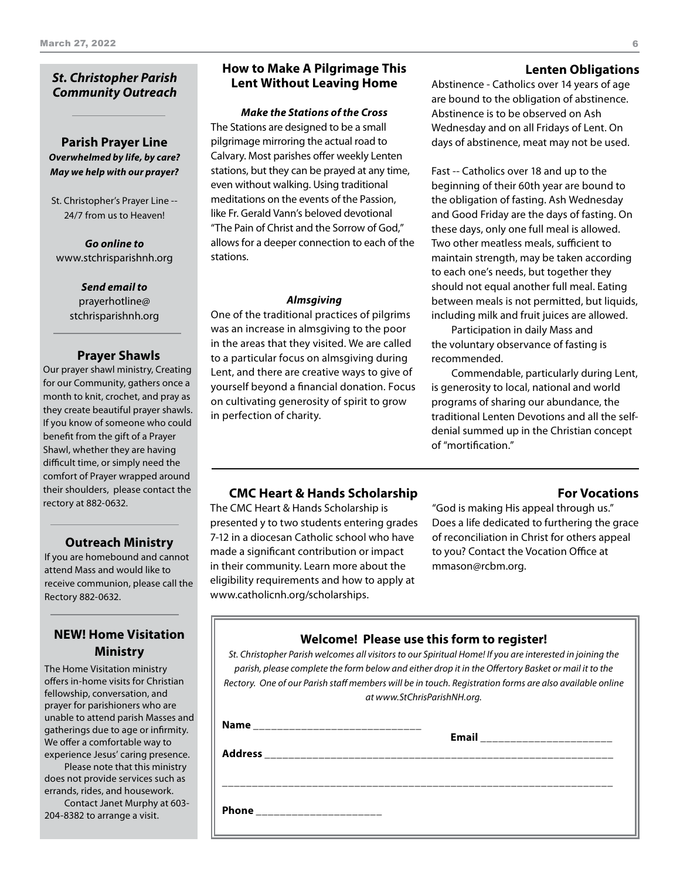## *St. Christopher Parish Community Outreach*

### Parish Prayer Line

***Overwhelmed by life, by care? May we help with our prayer?***

St. Christopher's Prayer Line -- 24/7 from us to Heaven!

***Go online to***
www.stchrisparishnh.org

***Send email to***
prayerhotline@stchrisparishnh.org

### Prayer Shawls

Our prayer shawl ministry, Creating for our Community, gathers once a month to knit, crochet, and pray as they create beautiful prayer shawls. If you know of someone who could benefit from the gift of a Prayer Shawl, whether they are having difficult time, or simply need the comfort of Prayer wrapped around their shoulders, please contact the rectory at 882-0632.

### Outreach Ministry

If you are homebound and cannot attend Mass and would like to receive communion, please call the Rectory 882-0632.

### NEW! Home Visitation Ministry

The Home Visitation ministry offers in-home visits for Christian fellowship, conversation, and prayer for parishioners who are unable to attend parish Masses and gatherings due to age or infirmity. We offer a comfortable way to experience Jesus' caring presence.

Please note that this ministry does not provide services such as errands, rides, and housework.

Contact Janet Murphy at 603-204-8382 to arrange a visit.

## How to Make A Pilgrimage This Lent Without Leaving Home

***Make the Stations of the Cross***

The Stations are designed to be a small pilgrimage mirroring the actual road to Calvary. Most parishes offer weekly Lenten stations, but they can be prayed at any time, even without walking. Using traditional meditations on the events of the Passion, like Fr. Gerald Vann's beloved devotional "The Pain of Christ and the Sorrow of God," allows for a deeper connection to each of the stations.

***Almsgiving***

One of the traditional practices of pilgrims was an increase in almsgiving to the poor in the areas that they visited. We are called to a particular focus on almsgiving during Lent, and there are creative ways to give of yourself beyond a financial donation. Focus on cultivating generosity of spirit to grow in perfection of charity.

## Lenten Obligations

Abstinence - Catholics over 14 years of age are bound to the obligation of abstinence. Abstinence is to be observed on Ash Wednesday and on all Fridays of Lent. On days of abstinence, meat may not be used.

Fast -- Catholics over 18 and up to the beginning of their 60th year are bound to the obligation of fasting. Ash Wednesday and Good Friday are the days of fasting. On these days, only one full meal is allowed. Two other meatless meals, sufficient to maintain strength, may be taken according to each one's needs, but together they should not equal another full meal. Eating between meals is not permitted, but liquids, including milk and fruit juices are allowed.

Participation in daily Mass and the voluntary observance of fasting is recommended.

Commendable, particularly during Lent, is generosity to local, national and world programs of sharing our abundance, the traditional Lenten Devotions and all the self-denial summed up in the Christian concept of "mortification."

## CMC Heart & Hands Scholarship

The CMC Heart & Hands Scholarship is presented y to two students entering grades 7-12 in a diocesan Catholic school who have made a significant contribution or impact in their community. Learn more about the eligibility requirements and how to apply at www.catholicnh.org/scholarships.

## For Vocations

"God is making His appeal through us." Does a life dedicated to furthering the grace of reconciliation in Christ for others appeal to you? Contact the Vocation Office at mmason@rcbm.org.

### Welcome! Please use this form to register!

*St. Christopher Parish welcomes all visitors to our Spiritual Home! If you are interested in joining the parish, please complete the form below and either drop it in the Offertory Basket or mail it to the Rectory. One of our Parish staff members will be in touch. Registration forms are also available online at www.StChrisParishNH.org.*

**Name** ______________________________ **Email** ______________________

**Address** ______________________________________________________________

_____________________________________________________________________

**Phone** ______________________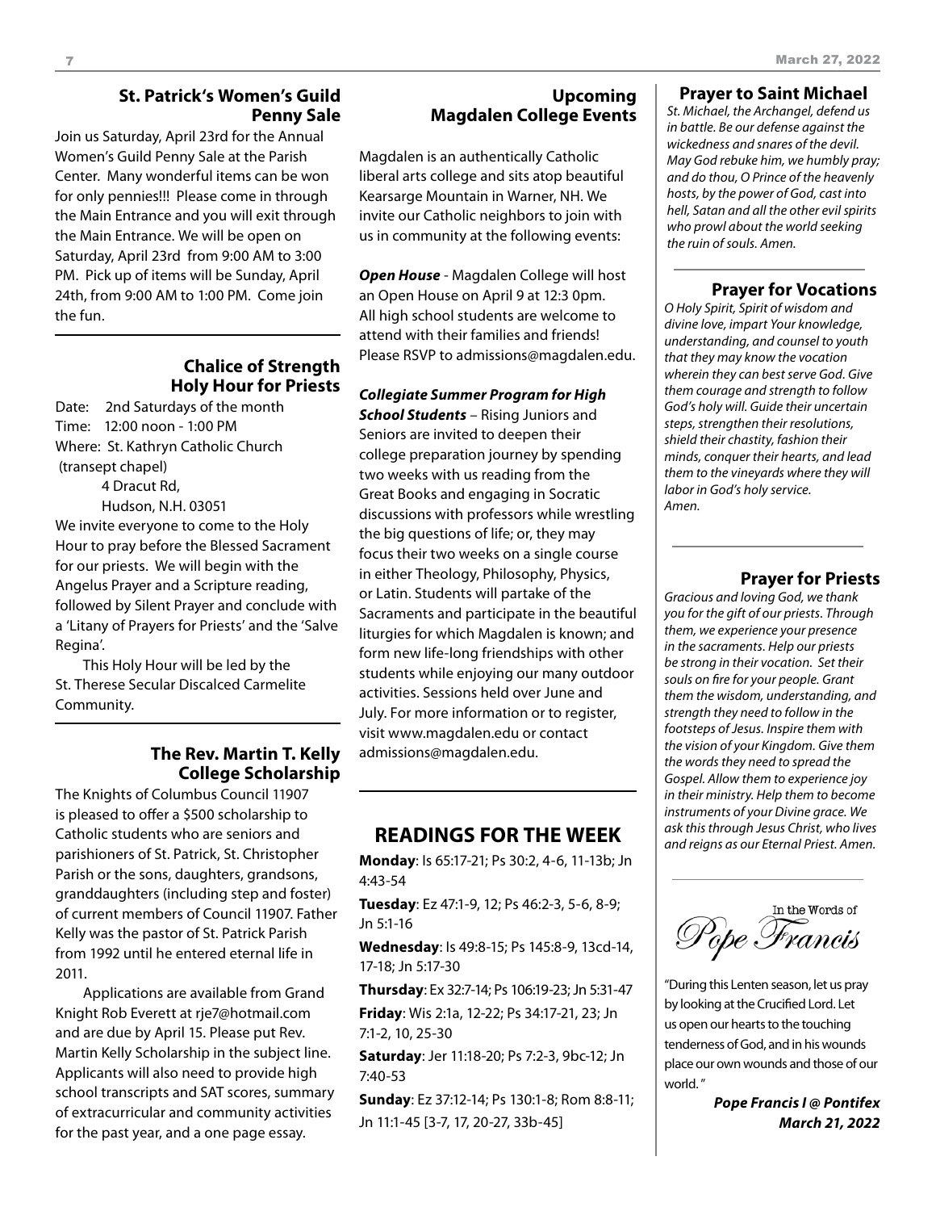## St. Patrick's Women's Guild Penny Sale

Join us Saturday, April 23rd for the Annual Women's Guild Penny Sale at the Parish Center. Many wonderful items can be won for only pennies!!! Please come in through the Main Entrance and you will exit through the Main Entrance. We will be open on Saturday, April 23rd from 9:00 AM to 3:00 PM. Pick up of items will be Sunday, April 24th, from 9:00 AM to 1:00 PM. Come join the fun.

## Chalice of Strength Holy Hour for Priests

Date: 2nd Saturdays of the month
Time: 12:00 noon - 1:00 PM
Where: St. Kathryn Catholic Church (transept chapel)
4 Dracut Rd,
Hudson, N.H. 03051

We invite everyone to come to the Holy Hour to pray before the Blessed Sacrament for our priests. We will begin with the Angelus Prayer and a Scripture reading, followed by Silent Prayer and conclude with a 'Litany of Prayers for Priests' and the 'Salve Regina'.

This Holy Hour will be led by the St. Therese Secular Discalced Carmelite Community.

## The Rev. Martin T. Kelly College Scholarship

The Knights of Columbus Council 11907 is pleased to offer a $500 scholarship to Catholic students who are seniors and parishioners of St. Patrick, St. Christopher Parish or the sons, daughters, grandsons, granddaughters (including step and foster) of current members of Council 11907. Father Kelly was the pastor of St. Patrick Parish from 1992 until he entered eternal life in 2011.

Applications are available from Grand Knight Rob Everett at rje7@hotmail.com and are due by April 15. Please put Rev. Martin Kelly Scholarship in the subject line. Applicants will also need to provide high school transcripts and SAT scores, summary of extracurricular and community activities for the past year, and a one page essay.

## Upcoming Magdalen College Events

Magdalen is an authentically Catholic liberal arts college and sits atop beautiful Kearsarge Mountain in Warner, NH. We invite our Catholic neighbors to join with us in community at the following events:

***Open House*** - Magdalen College will host an Open House on April 9 at 12:3 0pm. All high school students are welcome to attend with their families and friends! Please RSVP to admissions@magdalen.edu.

***Collegiate Summer Program for High School Students*** – Rising Juniors and Seniors are invited to deepen their college preparation journey by spending two weeks with us reading from the Great Books and engaging in Socratic discussions with professors while wrestling the big questions of life; or, they may focus their two weeks on a single course in either Theology, Philosophy, Physics, or Latin. Students will partake of the Sacraments and participate in the beautiful liturgies for which Magdalen is known; and form new life-long friendships with other students while enjoying our many outdoor activities. Sessions held over June and July. For more information or to register, visit www.magdalen.edu or contact admissions@magdalen.edu.

## READINGS FOR THE WEEK

**Monday**: Is 65:17-21; Ps 30:2, 4-6, 11-13b; Jn 4:43-54

**Tuesday**: Ez 47:1-9, 12; Ps 46:2-3, 5-6, 8-9; Jn 5:1-16

**Wednesday**: Is 49:8-15; Ps 145:8-9, 13cd-14, 17-18; Jn 5:17-30

**Thursday**: Ex 32:7-14; Ps 106:19-23; Jn 5:31-47

**Friday**: Wis 2:1a, 12-22; Ps 34:17-21, 23; Jn 7:1-2, 10, 25-30

**Saturday**: Jer 11:18-20; Ps 7:2-3, 9bc-12; Jn 7:40-53

**Sunday**: Ez 37:12-14; Ps 130:1-8; Rom 8:8-11; Jn 11:1-45 [3-7, 17, 20-27, 33b-45]

## Prayer to Saint Michael

*St. Michael, the Archangel, defend us in battle. Be our defense against the wickedness and snares of the devil. May God rebuke him, we humbly pray; and do thou, O Prince of the heavenly hosts, by the power of God, cast into hell, Satan and all the other evil spirits who prowl about the world seeking the ruin of souls. Amen.*

## Prayer for Vocations

*O Holy Spirit, Spirit of wisdom and divine love, impart Your knowledge, understanding, and counsel to youth that they may know the vocation wherein they can best serve God. Give them courage and strength to follow God's holy will. Guide their uncertain steps, strengthen their resolutions, shield their chastity, fashion their minds, conquer their hearts, and lead them to the vineyards where they will labor in God's holy service. Amen.*

## Prayer for Priests

*Gracious and loving God, we thank you for the gift of our priests. Through them, we experience your presence in the sacraments. Help our priests be strong in their vocation. Set their souls on fire for your people. Grant them the wisdom, understanding, and strength they need to follow in the footsteps of Jesus. Inspire them with the vision of your Kingdom. Give them the words they need to spread the Gospel. Allow them to experience joy in their ministry. Help them to become instruments of your Divine grace. We ask this through Jesus Christ, who lives and reigns as our Eternal Priest. Amen.*

## In the Words of Pope Francis

"During this Lenten season, let us pray by looking at the Crucified Lord. Let us open our hearts to the touching tenderness of God, and in his wounds place our own wounds and those of our world."

***Pope Francis I @ Pontifex March 21, 2022***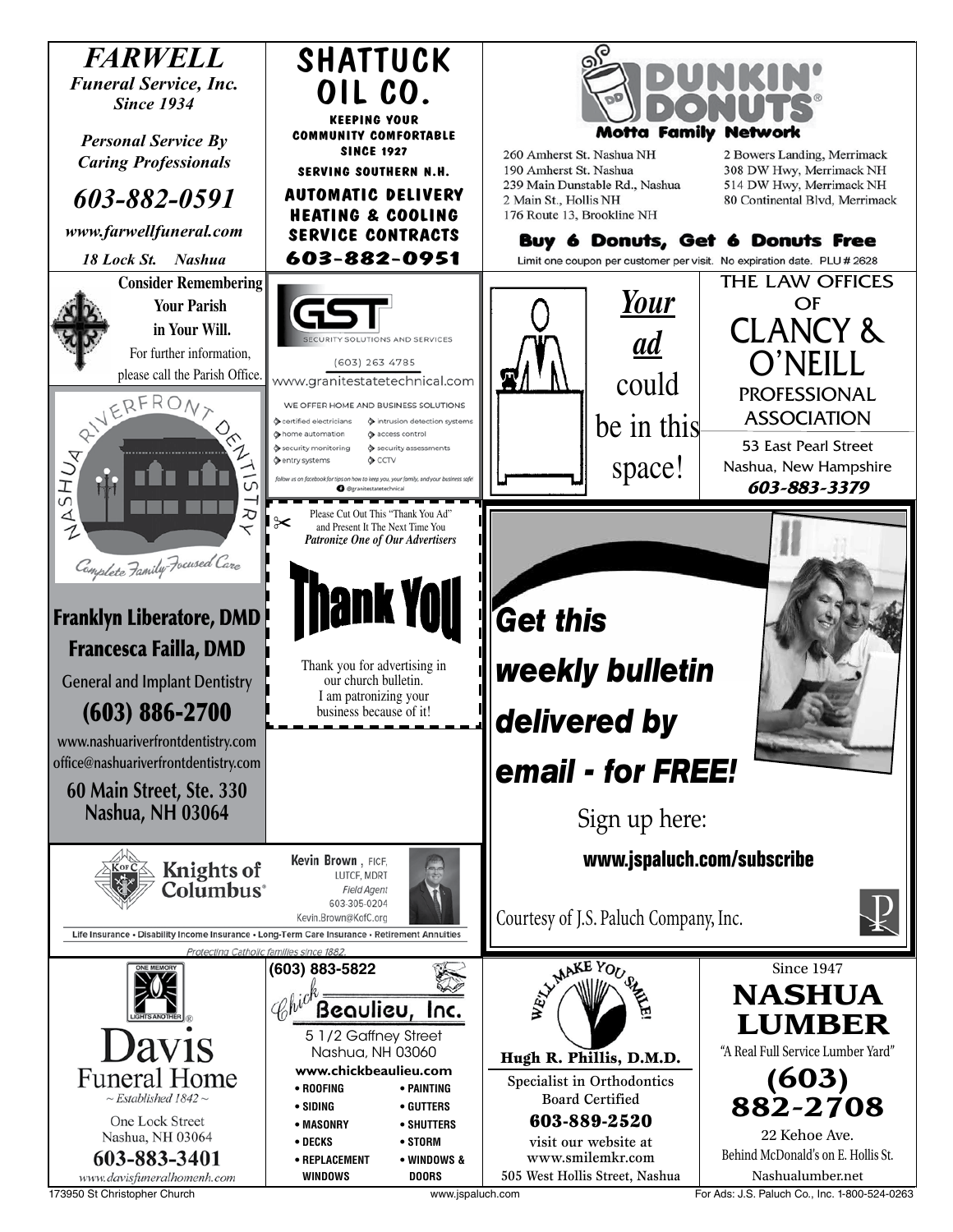**FARWELL**

***Funeral Service, Inc.***

***Since 1934***

***Personal Service By Caring Professionals***

***603-882-0591***

*www.farwellfuneral.com*

*18 Lock St. Nashua*

**SHATTUCK OIL CO.**

KEEPING YOUR COMMUNITY COMFORTABLE SINCE 1927

SERVING SOUTHERN N.H.

AUTOMATIC DELIVERY

HEATING & COOLING

SERVICE CONTRACTS

603-882-0951

**DUNKIN' DONUTS**

**Motta Family Network**

260 Amherst St. Nashua NH
190 Amherst St. Nashua
239 Main Dunstable Rd., Nashua
2 Main St., Hollis NH
176 Route 13, Brookline NH

2 Bowers Landing, Merrimack
308 DW Hwy, Merrimack NH
514 DW Hwy, Merrimack NH
80 Continental Blvd, Merrimack

**Buy 6 Donuts, Get 6 Donuts Free**

Limit one coupon per customer per visit. No expiration date. PLU # 2628

**Consider Remembering Your Parish in Your Will.**

For further information, please call the Parish Office.

**GST**

SECURITY SOLUTIONS AND SERVICES

(603) 263 4785

www.granitestatetechnical.com

WE OFFER HOME AND BUSINESS SOLUTIONS

- certified electricians
- intrusion detection systems
- home automation
- access control
- security monitoring
- security assessments
- entry systems
- CCTV

follow us on facebook for tips on how to keep you, your family, and your business safe! @granitestatetechnical

***Your ad*** could be in this space!

THE LAW OFFICES OF

**CLANCY & O'NEILL**

PROFESSIONAL ASSOCIATION

53 East Pearl Street
Nashua, New Hampshire

***603-883-3379***

**NASHUA RIVERFRONT DENTISTRY**

*Complete Family Focused Care*

**Franklyn Liberatore, DMD**

**Francesca Failla, DMD**

General and Implant Dentistry

**(603) 886-2700**

www.nashuariverfrontdentistry.com
office@nashuariverfrontdentistry.com

**60 Main Street, Ste. 330**
**Nashua, NH 03064**

Please Cut Out This "Thank You Ad" and Present It The Next Time You

***Patronize One of Our Advertisers***

**Thank You**

Thank you for advertising in our church bulletin. I am patronizing your business because of it!

***Get this weekly bulletin delivered by email - for FREE!***

Sign up here:

**www.jspaluch.com/subscribe**

Courtesy of J.S. Paluch Company, Inc.

**Knights of Columbus**

**Kevin Brown**, FICF, LUTCF, MDRT
*Field Agent*
603-305-0204
Kevin.Brown@KofC.org

Life Insurance • Disability Income Insurance • Long-Term Care Insurance • Retirement Annuities

*Protecting Catholic families since 1882.*

ONE MEMORY LIGHTS ANOTHER

**Davis Funeral Home**

*~ Established 1842 ~*

One Lock Street
Nashua, NH 03064

**603-883-3401**

*www.davisfuneralhomenh.com*

**(603) 883-5822**

**Chick Beaulieu, Inc.**

5 1/2 Gaffney Street
Nashua, NH 03060

**www.chickbeaulieu.com**

- ROOFING
- PAINTING
- SIDING
- GUTTERS
- MASONRY
- SHUTTERS
- DECKS
- STORM
- REPLACEMENT WINDOWS
- WINDOWS & DOORS

WE'LL MAKE YOU SMILE!

**Hugh R. Phillis, D.M.D.**

Specialist in Orthodontics
Board Certified

**603-889-2520**

visit our website at
www.smilemkr.com

505 West Hollis Street, Nashua

Since 1947

**NASHUA LUMBER**

"A Real Full Service Lumber Yard"

**(603) 882-2708**

22 Kehoe Ave.
Behind McDonald's on E. Hollis St.
Nashualumber.net

173950 St Christopher Church

www.jspaluch.com

For Ads: J.S. Paluch Co., Inc. 1-800-524-0263